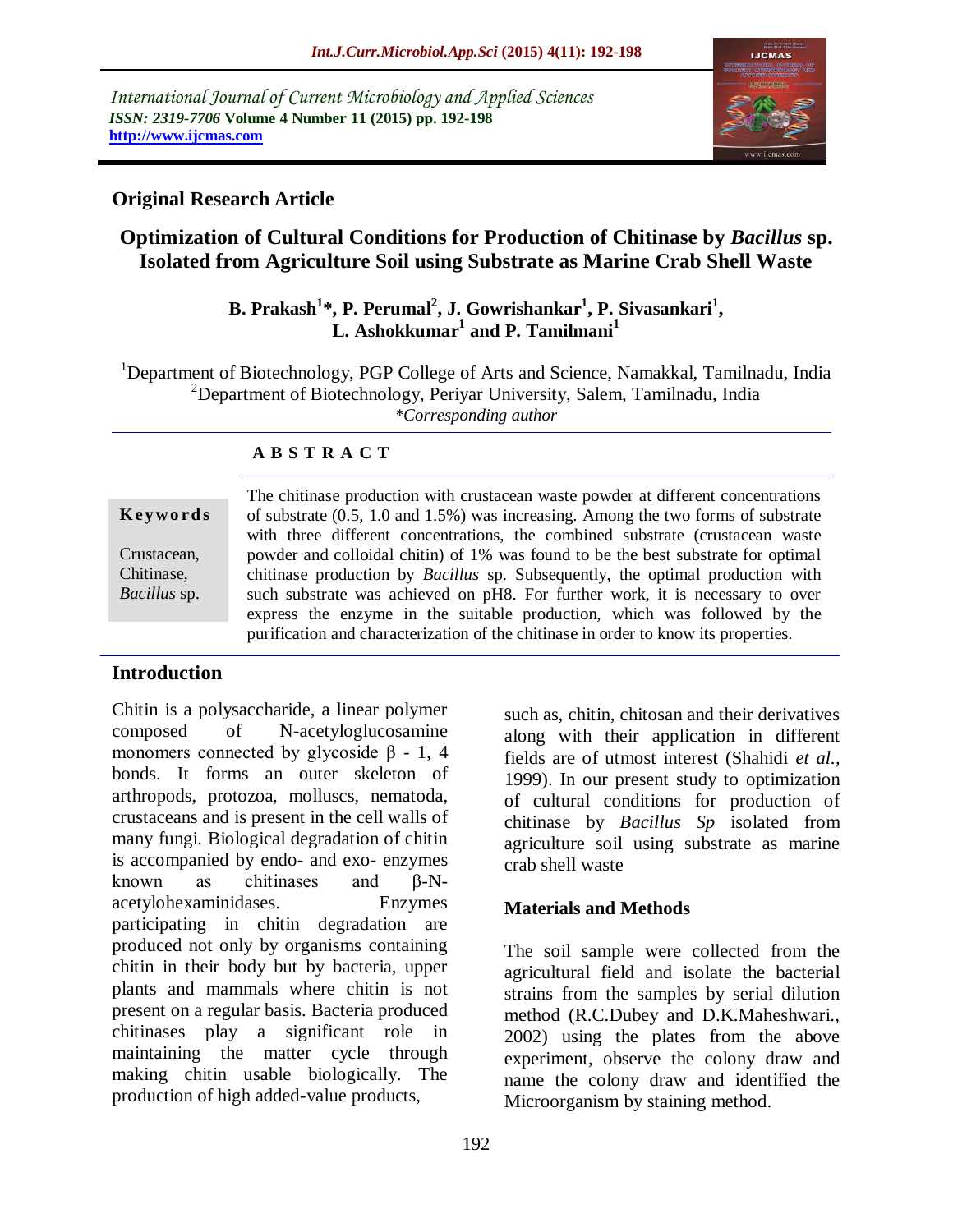International Journal of Current Microbiology and Applied Sciences
*ISSN: 2319-7706* **Volume 4 Number 11 (2015) pp. 192-198**
**http://www.ijcmas.com**

**Original Research Article**

# Optimization of Cultural Conditions for Production of Chitinase by *Bacillus* sp. Isolated from Agriculture Soil using Substrate as Marine Crab Shell Waste

**B. Prakash[1]*, P. Perumal[2], J. Gowrishankar[1], P. Sivasankari[1], L. Ashokkumar[1] and P. Tamilmani[1]**

[1]Department of Biotechnology, PGP College of Arts and Science, Namakkal, Tamilnadu, India
[2]Department of Biotechnology, Periyar University, Salem, Tamilnadu, India
*\*Corresponding author*

**A B S T R A C T**

**Keywords**

Crustacean, Chitinase, *Bacillus* sp.

The chitinase production with crustacean waste powder at different concentrations of substrate (0.5, 1.0 and 1.5%) was increasing. Among the two forms of substrate with three different concentrations, the combined substrate (crustacean waste powder and colloidal chitin) of 1% was found to be the best substrate for optimal chitinase production by *Bacillus* sp. Subsequently, the optimal production with such substrate was achieved on pH8. For further work, it is necessary to over express the enzyme in the suitable production, which was followed by the purification and characterization of the chitinase in order to know its properties.

## Introduction

Chitin is a polysaccharide, a linear polymer composed of N-acetylglucosamine monomers connected by glycoside β - 1, 4 bonds. It forms an outer skeleton of arthropods, protozoa, molluscs, nematoda, crustaceans and is present in the cell walls of many fungi. Biological degradation of chitin is accompanied by endo- and exo- enzymes known as chitinases and β-N-acetylohexaminidases. Enzymes participating in chitin degradation are produced not only by organisms containing chitin in their body but by bacteria, upper plants and mammals where chitin is not present on a regular basis. Bacteria produced chitinases play a significant role in maintaining the matter cycle through making chitin usable biologically. The production of high added-value products, such as, chitin, chitosan and their derivatives along with their application in different fields are of utmost interest (Shahidi *et al.*, 1999). In our present study to optimization of cultural conditions for production of chitinase by *Bacillus Sp* isolated from agriculture soil using substrate as marine crab shell waste

## Materials and Methods

The soil sample were collected from the agricultural field and isolate the bacterial strains from the samples by serial dilution method (R.C.Dubey and D.K.Maheshwari., 2002) using the plates from the above experiment, observe the colony draw and name the colony draw and identified the Microorganism by staining method.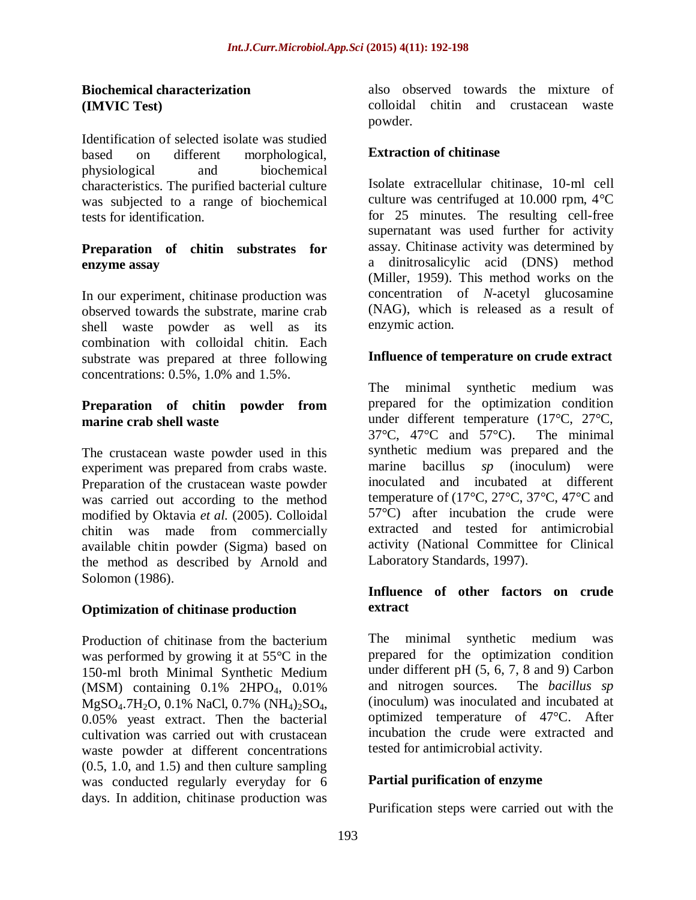### Biochemical characterization (IMVIC Test)

Identification of selected isolate was studied based on different morphological, physiological and biochemical characteristics. The purified bacterial culture was subjected to a range of biochemical tests for identification.

### Preparation of chitin substrates for enzyme assay

In our experiment, chitinase production was observed towards the substrate, marine crab shell waste powder as well as its combination with colloidal chitin. Each substrate was prepared at three following concentrations: 0.5%, 1.0% and 1.5%.

### Preparation of chitin powder from marine crab shell waste

The crustacean waste powder used in this experiment was prepared from crabs waste. Preparation of the crustacean waste powder was carried out according to the method modified by Oktavia *et al.* (2005). Colloidal chitin was made from commercially available chitin powder (Sigma) based on the method as described by Arnold and Solomon (1986).

### Optimization of chitinase production

Production of chitinase from the bacterium was performed by growing it at 55°C in the 150-ml broth Minimal Synthetic Medium (MSM) containing 0.1% $2HPO_4$, 0.01% $MgSO_4.7H_2O$, 0.1% NaCl, 0.7% $(NH_4)_2SO_4$, 0.05% yeast extract. Then the bacterial cultivation was carried out with crustacean waste powder at different concentrations (0.5, 1.0, and 1.5) and then culture sampling was conducted regularly everyday for 6 days. In addition, chitinase production was also observed towards the mixture of colloidal chitin and crustacean waste powder.

### Extraction of chitinase

Isolate extracellular chitinase, 10-ml cell culture was centrifuged at 10.000 rpm, 4°C for 25 minutes. The resulting cell-free supernatant was used further for activity assay. Chitinase activity was determined by a dinitrosalicylic acid (DNS) method (Miller, 1959). This method works on the concentration of *N*-acetyl glucosamine (NAG), which is released as a result of enzymic action.

### Influence of temperature on crude extract

The minimal synthetic medium was prepared for the optimization condition under different temperature (17°C, 27°C, 37°C, 47°C and 57°C). The minimal synthetic medium was prepared and the marine bacillus *sp* (inoculum) were inoculated and incubated at different temperature of (17°C, 27°C, 37°C, 47°C and 57°C) after incubation the crude were extracted and tested for antimicrobial activity (National Committee for Clinical Laboratory Standards, 1997).

### Influence of other factors on crude extract

The minimal synthetic medium was prepared for the optimization condition under different pH (5, 6, 7, 8 and 9) Carbon and nitrogen sources. The *bacillus sp* (inoculum) was inoculated and incubated at optimized temperature of 47°C. After incubation the crude were extracted and tested for antimicrobial activity.

### Partial purification of enzyme

Purification steps were carried out with the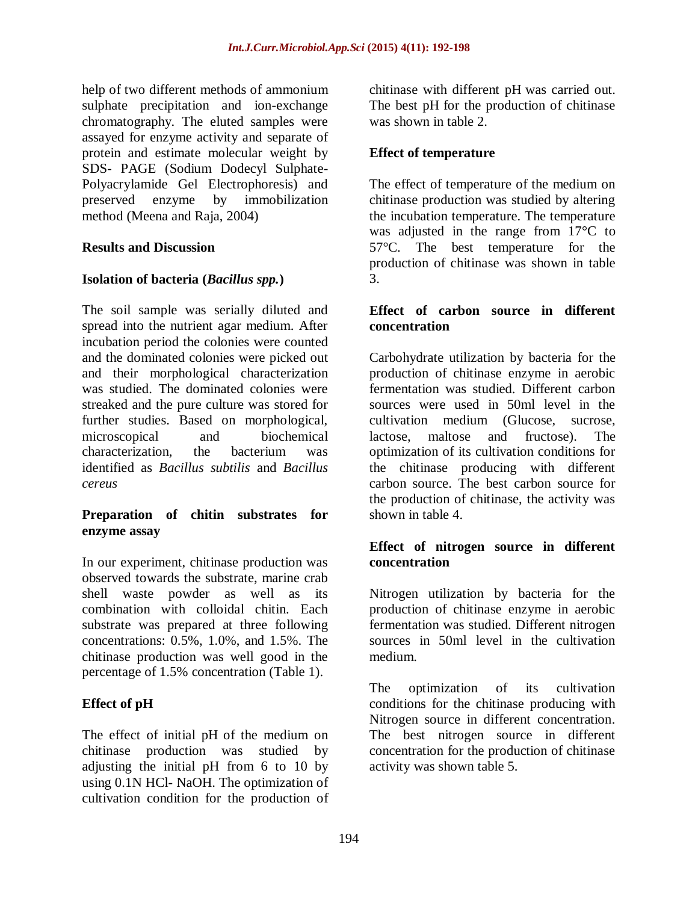help of two different methods of ammonium sulphate precipitation and ion-exchange chromatography. The eluted samples were assayed for enzyme activity and separate of protein and estimate molecular weight by SDS- PAGE (Sodium Dodecyl Sulphate-Polyacrylamide Gel Electrophoresis) and preserved enzyme by immobilization method (Meena and Raja, 2004)

## Results and Discussion

### Isolation of bacteria (*Bacillus spp.*)

The soil sample was serially diluted and spread into the nutrient agar medium. After incubation period the colonies were counted and the dominated colonies were picked out and their morphological characterization was studied. The dominated colonies were streaked and the pure culture was stored for further studies. Based on morphological, microscopical and biochemical characterization, the bacterium was identified as *Bacillus subtilis* and *Bacillus cereus*

### Preparation of chitin substrates for enzyme assay

In our experiment, chitinase production was observed towards the substrate, marine crab shell waste powder as well as its combination with colloidal chitin. Each substrate was prepared at three following concentrations: 0.5%, 1.0%, and 1.5%. The chitinase production was well good in the percentage of 1.5% concentration (Table 1).

### Effect of pH

The effect of initial pH of the medium on chitinase production was studied by adjusting the initial pH from 6 to 10 by using 0.1N HCl- NaOH. The optimization of cultivation condition for the production of chitinase with different pH was carried out. The best pH for the production of chitinase was shown in table 2.

### Effect of temperature

The effect of temperature of the medium on chitinase production was studied by altering the incubation temperature. The temperature was adjusted in the range from 17°C to 57°C. The best temperature for the production of chitinase was shown in table 3.

### Effect of carbon source in different concentration

Carbohydrate utilization by bacteria for the production of chitinase enzyme in aerobic fermentation was studied. Different carbon sources were used in 50ml level in the cultivation medium (Glucose, sucrose, lactose, maltose and fructose). The optimization of its cultivation conditions for the chitinase producing with different carbon source. The best carbon source for the production of chitinase, the activity was shown in table 4.

### Effect of nitrogen source in different concentration

Nitrogen utilization by bacteria for the production of chitinase enzyme in aerobic fermentation was studied. Different nitrogen sources in 50ml level in the cultivation medium.

The optimization of its cultivation conditions for the chitinase producing with Nitrogen source in different concentration. The best nitrogen source in different concentration for the production of chitinase activity was shown table 5.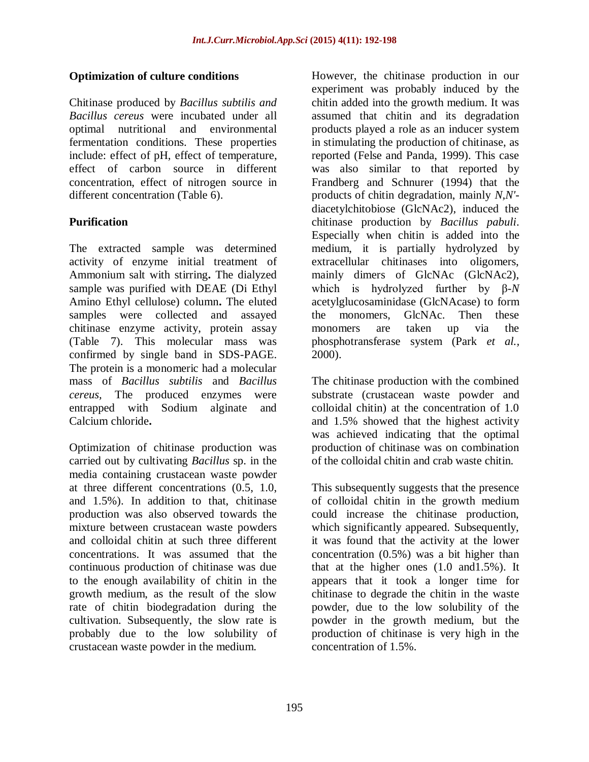## Optimization of culture conditions

Chitinase produced by *Bacillus subtilis and Bacillus cereus* were incubated under all optimal nutritional and environmental fermentation conditions. These properties include: effect of pH, effect of temperature, effect of carbon source in different concentration, effect of nitrogen source in different concentration (Table 6).

## Purification

The extracted sample was determined activity of enzyme initial treatment of Ammonium salt with stirring**.** The dialyzed sample was purified with DEAE (Di Ethyl Amino Ethyl cellulose) column**.** The eluted samples were collected and assayed chitinase enzyme activity, protein assay (Table 7). This molecular mass was confirmed by single band in SDS-PAGE. The protein is a monomeric had a molecular mass of *Bacillus subtilis* and *Bacillus cereus,* The produced enzymes were entrapped with Sodium alginate and Calcium chloride**.**

Optimization of chitinase production was carried out by cultivating *Bacillus* sp. in the media containing crustacean waste powder at three different concentrations (0.5, 1.0, and 1.5%). In addition to that, chitinase production was also observed towards the mixture between crustacean waste powders and colloidal chitin at such three different concentrations. It was assumed that the continuous production of chitinase was due to the enough availability of chitin in the growth medium, as the result of the slow rate of chitin biodegradation during the cultivation. Subsequently, the slow rate is probably due to the low solubility of crustacean waste powder in the medium.

However, the chitinase production in our experiment was probably induced by the chitin added into the growth medium. It was assumed that chitin and its degradation products played a role as an inducer system in stimulating the production of chitinase, as reported (Felse and Panda, 1999). This case was also similar to that reported by Frandberg and Schnurer (1994) that the products of chitin degradation, mainly *N,N'*-diacetylchitobiose (GlcNAc2), induced the chitinase production by *Bacillus pabuli*. Especially when chitin is added into the medium, it is partially hydrolyzed by extracellular chitinases into oligomers, mainly dimers of GlcNAc (GlcNAc2), which is hydrolyzed further by β-*N* acetylglucosaminidase (GlcNAcase) to form the monomers, GlcNAc. Then these monomers are taken up via the phosphotransferase system (Park *et al.*, 2000).

The chitinase production with the combined substrate (crustacean waste powder and colloidal chitin) at the concentration of 1.0 and 1.5% showed that the highest activity was achieved indicating that the optimal production of chitinase was on combination of the colloidal chitin and crab waste chitin.

This subsequently suggests that the presence of colloidal chitin in the growth medium could increase the chitinase production, which significantly appeared. Subsequently, it was found that the activity at the lower concentration (0.5%) was a bit higher than that at the higher ones (1.0 and1.5%). It appears that it took a longer time for chitinase to degrade the chitin in the waste powder, due to the low solubility of the powder in the growth medium, but the production of chitinase is very high in the concentration of 1.5%.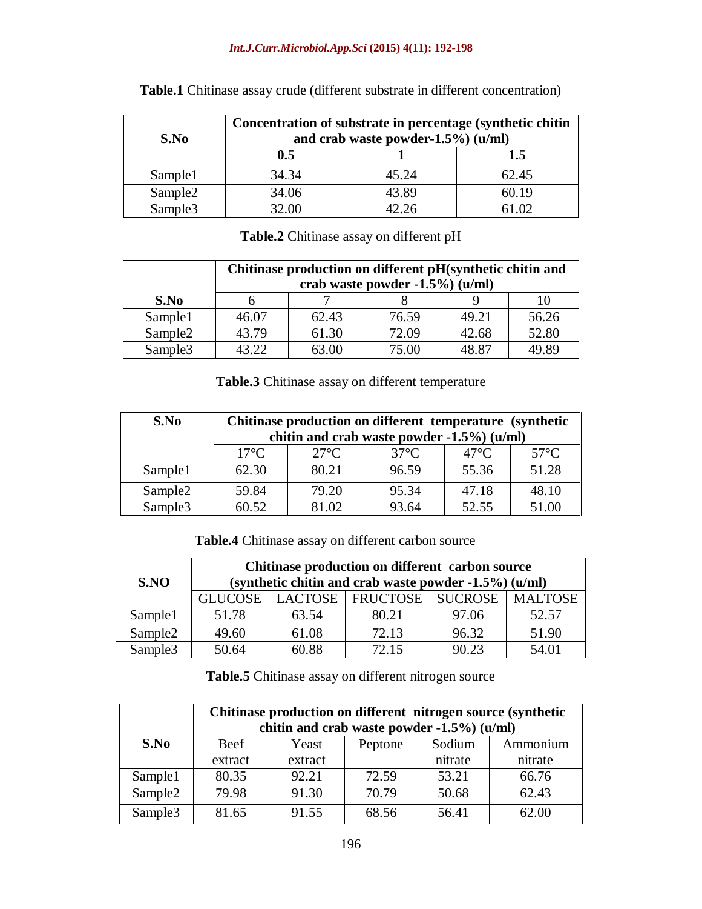**Table.1** Chitinase assay crude (different substrate in different concentration)

| S.No | Concentration of substrate in percentage (synthetic chitin and crab waste powder-1.5%) (u/ml) | | |
|---|---|---|---|
| | **0.5** | **1** | **1.5** |
| Sample1 | 34.34 | 45.24 | 62.45 |
| Sample2 | 34.06 | 43.89 | 60.19 |
| Sample3 | 32.00 | 42.26 | 61.02 |

**Table.2** Chitinase assay on different pH

| S.No | Chitinase production on different pH(synthetic chitin and crab waste powder -1.5%) (u/ml) | | | | |
|---|---|---|---|---|---|
| | 6 | 7 | 8 | 9 | 10 |
| Sample1 | 46.07 | 62.43 | 76.59 | 49.21 | 56.26 |
| Sample2 | 43.79 | 61.30 | 72.09 | 42.68 | 52.80 |
| Sample3 | 43.22 | 63.00 | 75.00 | 48.87 | 49.89 |

**Table.3** Chitinase assay on different temperature

| S.No | Chitinase production on different temperature (synthetic chitin and crab waste powder -1.5%) (u/ml) | | | | |
|---|---|---|---|---|---|
| | 17°C | 27°C | 37°C | 47°C | 57°C |
| Sample1 | 62.30 | 80.21 | 96.59 | 55.36 | 51.28 |
| Sample2 | 59.84 | 79.20 | 95.34 | 47.18 | 48.10 |
| Sample3 | 60.52 | 81.02 | 93.64 | 52.55 | 51.00 |

**Table.4** Chitinase assay on different carbon source

| S.NO | Chitinase production on different carbon source (synthetic chitin and crab waste powder -1.5%) (u/ml) | | | | |
|---|---|---|---|---|---|
| | GLUCOSE | LACTOSE | FRUCTOSE | SUCROSE | MALTOSE |
| Sample1 | 51.78 | 63.54 | 80.21 | 97.06 | 52.57 |
| Sample2 | 49.60 | 61.08 | 72.13 | 96.32 | 51.90 |
| Sample3 | 50.64 | 60.88 | 72.15 | 90.23 | 54.01 |

**Table.5** Chitinase assay on different nitrogen source

| S.No | Chitinase production on different nitrogen source (synthetic chitin and crab waste powder -1.5%) (u/ml) | | | | |
|---|---|---|---|---|---|
| | Beef extract | Yeast extract | Peptone | Sodium nitrate | Ammonium nitrate |
| Sample1 | 80.35 | 92.21 | 72.59 | 53.21 | 66.76 |
| Sample2 | 79.98 | 91.30 | 70.79 | 50.68 | 62.43 |
| Sample3 | 81.65 | 91.55 | 68.56 | 56.41 | 62.00 |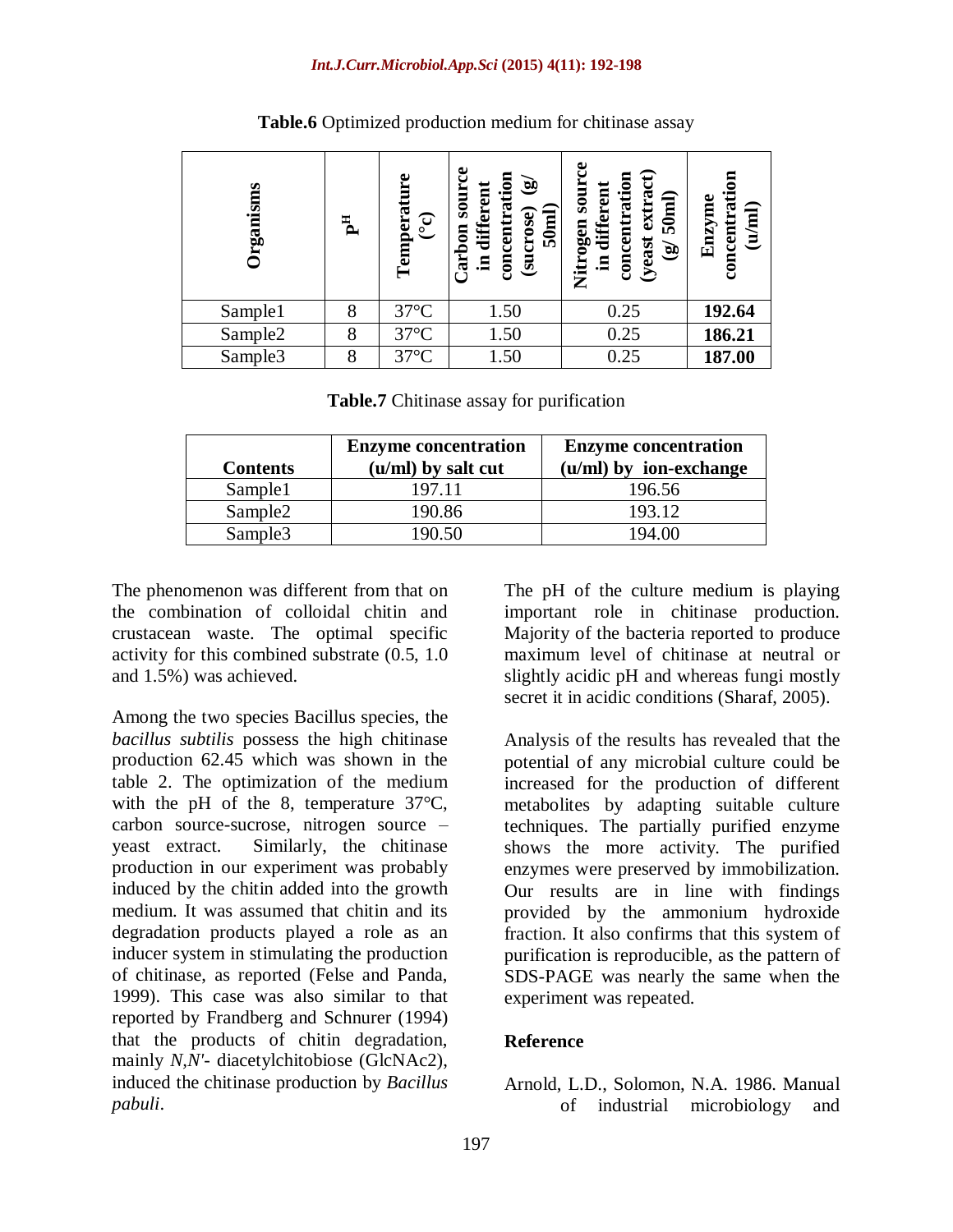**Table.6** Optimized production medium for chitinase assay

| Organisms | $p^H$ | Temperature (°c) | Carbon source in different concentration (sucrose) (g/ 50ml) | Nitrogen source in different concentration (yeast extract) (g/ 50ml) | Enzyme concentration (u/ml) |
|---|---|---|---|---|---|
| Sample1 | 8 | 37°C | 1.50 | 0.25 | **192.64** |
| Sample2 | 8 | 37°C | 1.50 | 0.25 | **186.21** |
| Sample3 | 8 | 37°C | 1.50 | 0.25 | **187.00** |

**Table.7** Chitinase assay for purification

| Contents | Enzyme concentration (u/ml) by salt cut | Enzyme concentration (u/ml) by ion-exchange |
|---|---|---|
| Sample1 | 197.11 | 196.56 |
| Sample2 | 190.86 | 193.12 |
| Sample3 | 190.50 | 194.00 |

The phenomenon was different from that on the combination of colloidal chitin and crustacean waste. The optimal specific activity for this combined substrate (0.5, 1.0 and 1.5%) was achieved.

Among the two species Bacillus species, the *bacillus subtilis* possess the high chitinase production 62.45 which was shown in the table 2. The optimization of the medium with the pH of the 8, temperature 37°C, carbon source-sucrose, nitrogen source – yeast extract. Similarly, the chitinase production in our experiment was probably induced by the chitin added into the growth medium. It was assumed that chitin and its degradation products played a role as an inducer system in stimulating the production of chitinase, as reported (Felse and Panda, 1999). This case was also similar to that reported by Frandberg and Schnurer (1994) that the products of chitin degradation, mainly *N,N'*- diacetylchitobiose (GlcNAc2), induced the chitinase production by *Bacillus pabuli*.

The pH of the culture medium is playing important role in chitinase production. Majority of the bacteria reported to produce maximum level of chitinase at neutral or slightly acidic pH and whereas fungi mostly secret it in acidic conditions (Sharaf, 2005).

Analysis of the results has revealed that the potential of any microbial culture could be increased for the production of different metabolites by adapting suitable culture techniques. The partially purified enzyme shows the more activity. The purified enzymes were preserved by immobilization. Our results are in line with findings provided by the ammonium hydroxide fraction. It also confirms that this system of purification is reproducible, as the pattern of SDS-PAGE was nearly the same when the experiment was repeated.

## Reference

Arnold, L.D., Solomon, N.A. 1986. Manual of industrial microbiology and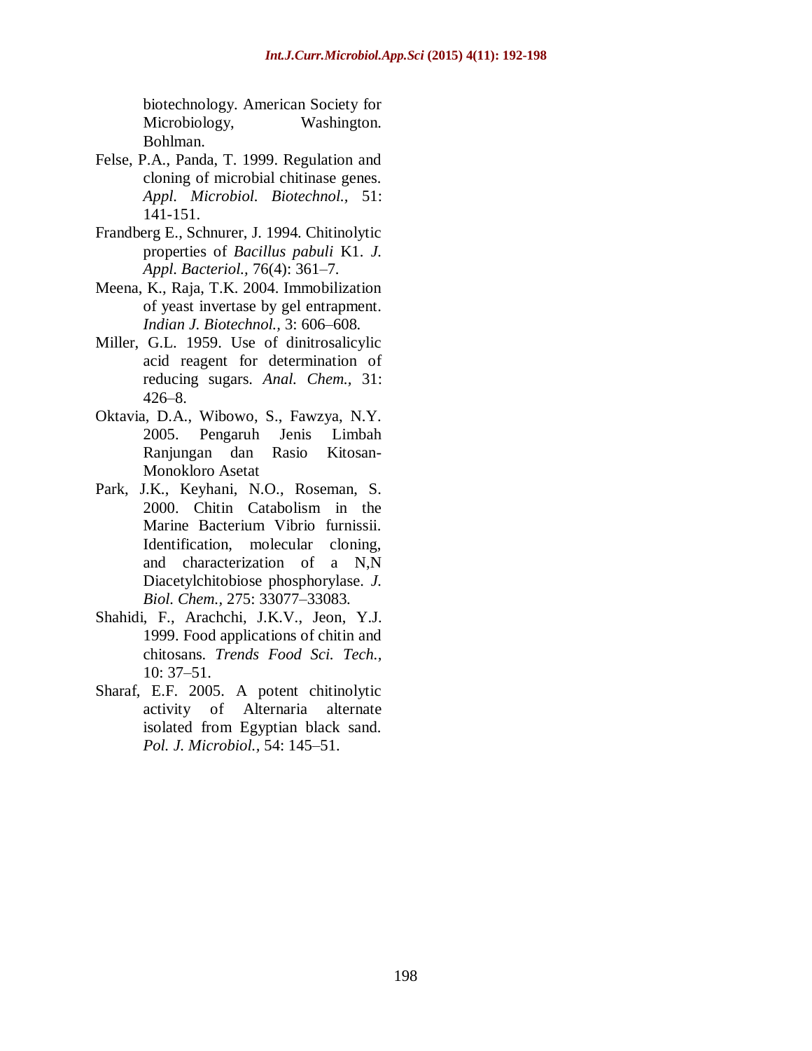biotechnology. American Society for Microbiology, Washington. Bohlman.

Felse, P.A., Panda, T. 1999. Regulation and cloning of microbial chitinase genes. *Appl. Microbiol. Biotechnol.,* 51: 141-151.

Frandberg E., Schnurer, J. 1994. Chitinolytic properties of *Bacillus pabuli* K1. *J. Appl. Bacteriol.,* 76(4): 361–7.

Meena, K., Raja, T.K. 2004. Immobilization of yeast invertase by gel entrapment. *Indian J. Biotechnol.,* 3: 606–608.

Miller, G.L. 1959. Use of dinitrosalicylic acid reagent for determination of reducing sugars. *Anal. Chem.,* 31: 426–8.

Oktavia, D.A., Wibowo, S., Fawzya, N.Y. 2005. Pengaruh Jenis Limbah Ranjungan dan Rasio Kitosan-Monokloro Asetat

Park, J.K., Keyhani, N.O., Roseman, S. 2000. Chitin Catabolism in the Marine Bacterium Vibrio furnissii. Identification, molecular cloning, and characterization of a N,N Diacetylchitobiose phosphorylase. *J. Biol. Chem.,* 275: 33077–33083.

Shahidi, F., Arachchi, J.K.V., Jeon, Y.J. 1999. Food applications of chitin and chitosans. *Trends Food Sci. Tech.,* 10: 37–51.

Sharaf, E.F. 2005. A potent chitinolytic activity of Alternaria alternate isolated from Egyptian black sand. *Pol. J. Microbiol.,* 54: 145–51.